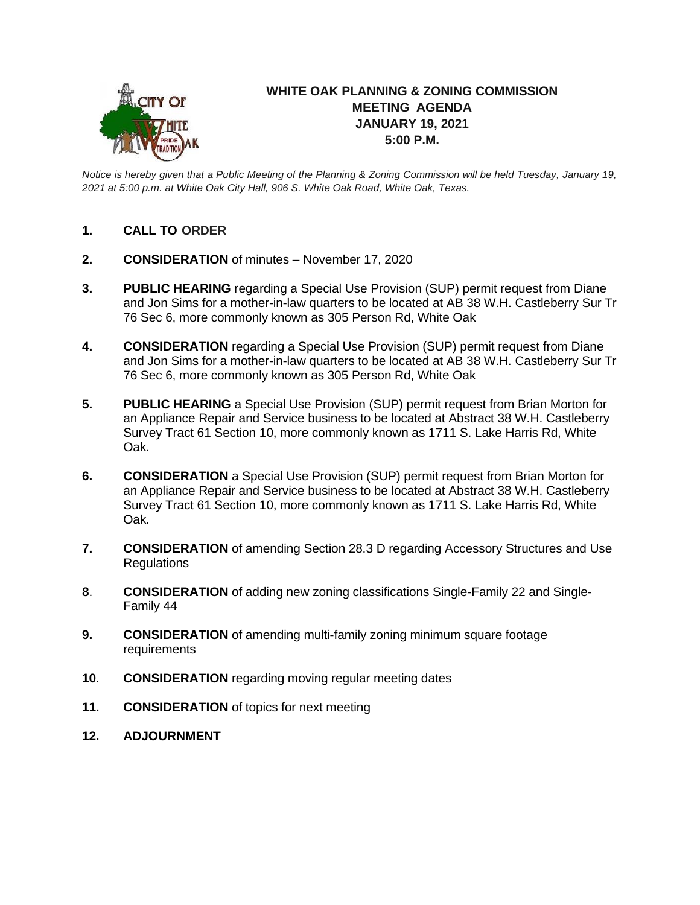# WHITE OAK PLANNING & ZONING COMMISSION
## MEETING AGENDA
## JANUARY 19, 2021
## 5:00 P.M.

*Notice is hereby given that a Public Meeting of the Planning & Zoning Commission will be held Tuesday, January 19, 2021 at 5:00 p.m. at White Oak City Hall, 906 S. White Oak Road, White Oak, Texas.*

1. **CALL TO ORDER**

2. **CONSIDERATION** of minutes – November 17, 2020

3. **PUBLIC HEARING** regarding a Special Use Provision (SUP) permit request from Diane and Jon Sims for a mother-in-law quarters to be located at AB 38 W.H. Castleberry Sur Tr 76 Sec 6, more commonly known as 305 Person Rd, White Oak

4. **CONSIDERATION** regarding a Special Use Provision (SUP) permit request from Diane and Jon Sims for a mother-in-law quarters to be located at AB 38 W.H. Castleberry Sur Tr 76 Sec 6, more commonly known as 305 Person Rd, White Oak

5. **PUBLIC HEARING** a Special Use Provision (SUP) permit request from Brian Morton for an Appliance Repair and Service business to be located at Abstract 38 W.H. Castleberry Survey Tract 61 Section 10, more commonly known as 1711 S. Lake Harris Rd, White Oak.

6. **CONSIDERATION** a Special Use Provision (SUP) permit request from Brian Morton for an Appliance Repair and Service business to be located at Abstract 38 W.H. Castleberry Survey Tract 61 Section 10, more commonly known as 1711 S. Lake Harris Rd, White Oak.

7. **CONSIDERATION** of amending Section 28.3 D regarding Accessory Structures and Use Regulations

8. **CONSIDERATION** of adding new zoning classifications Single-Family 22 and Single-Family 44

9. **CONSIDERATION** of amending multi-family zoning minimum square footage requirements

10. **CONSIDERATION** regarding moving regular meeting dates

11. **CONSIDERATION** of topics for next meeting

12. **ADJOURNMENT**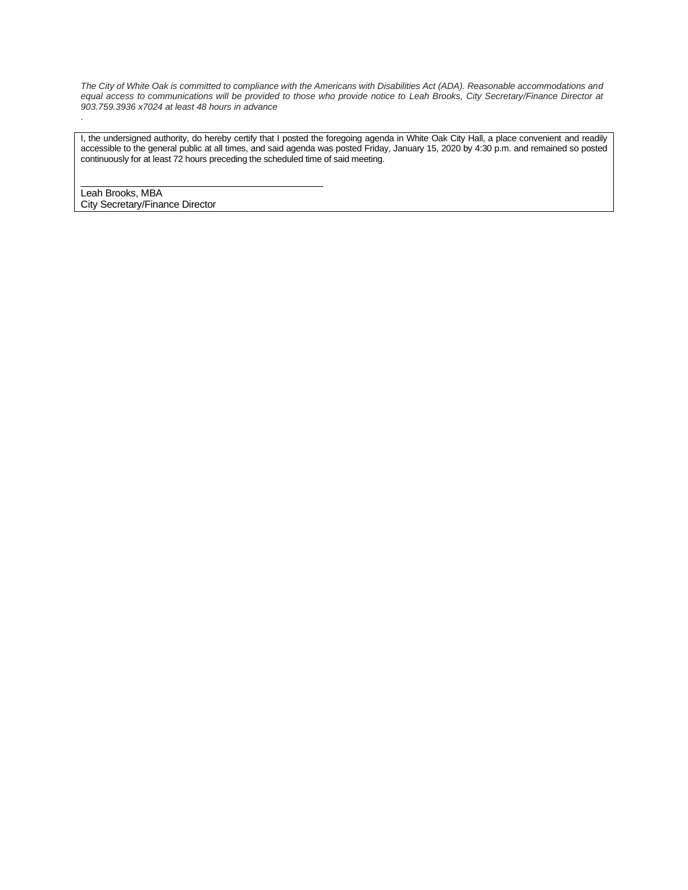*The City of White Oak is committed to compliance with the Americans with Disabilities Act (ADA). Reasonable accommodations and equal access to communications will be provided to those who provide notice to Leah Brooks, City Secretary/Finance Director at 903.759.3936 x7024 at least 48 hours in advance*

.

I, the undersigned authority, do hereby certify that I posted the foregoing agenda in White Oak City Hall, a place convenient and readily accessible to the general public at all times, and said agenda was posted Friday, January 15, 2020 by 4:30 p.m. and remained so posted continuously for at least 72 hours preceding the scheduled time of said meeting.

\_\_\_\_\_\_\_\_\_\_\_\_\_\_\_\_\_\_\_\_\_\_\_\_\_\_\_\_\_\_\_\_\_\_\_\_\_\_\_\_

Leah Brooks, MBA
City Secretary/Finance Director